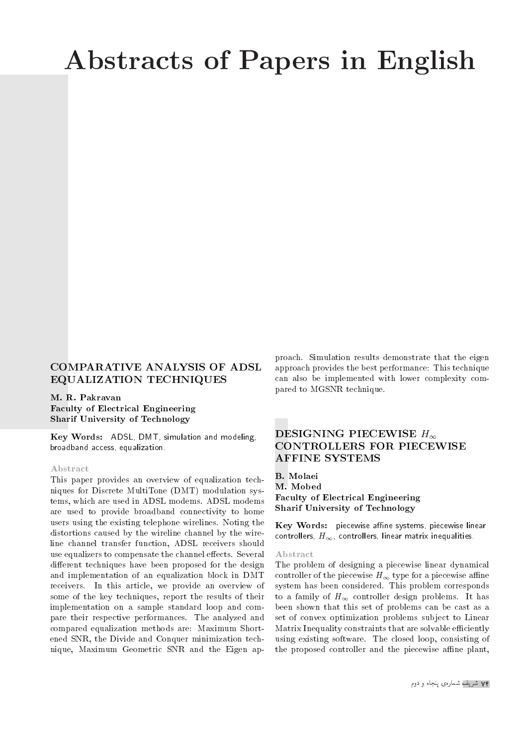# Abstracts of Papers in English

## COMPARATIVE ANALYSIS OF ADSL EQUALIZATION TECHNIQUES

**M. R. Pakravan**
**Faculty of Electrical Engineering**
**Sharif University of Technology**

**Key Words:** ADSL, DMT, simulation and modeling, broadband access, equalization.

### Abstract

This paper provides an overview of equalization techniques for Discrete MultiTone (DMT) modulation systems, which are used in ADSL modems. ADSL modems are used to provide broadband connectivity to home users using the existing telephone wirelines. Noting the distortions caused by the wireline channel by the wireline channel transfer function, ADSL receivers should use equalizers to compensate the channel effects. Several different techniques have been proposed for the design and implementation of an equalization block in DMT receivers. In this article, we provide an overview of some of the key techniques, report the results of their implementation on a sample standard loop and compare their respective performances. The analyzed and compared equalization methods are: Maximum Shortened SNR, the Divide and Conquer minimization technique, Maximum Geometric SNR and the Eigen approach. Simulation results demonstrate that the eigen approach provides the best performance: This technique can also be implemented with lower complexity compared to MGSNR technique.

## DESIGNING PIECEWISE $H_\infty$ CONTROLLERS FOR PIECEWISE AFFINE SYSTEMS

**B. Molaei**
**M. Mobed**
**Faculty of Electrical Engineering**
**Sharif University of Technology**

**Key Words:** piecewise affine systems, piecewise linear controllers, $H_\infty$, controllers, linear matrix inequalities.

### Abstract

The problem of designing a piecewise linear dynamical controller of the piecewise $H_\infty$ type for a piecewise affine system has been considered. This problem corresponds to a family of $H_\infty$ controller design problems. It has been shown that this set of problems can be cast as a set of convex optimization problems subject to Linear Matrix Inequality constraints that are solvable efficiently using existing software. The closed loop, consisting of the proposed controller and the piecewise affine plant,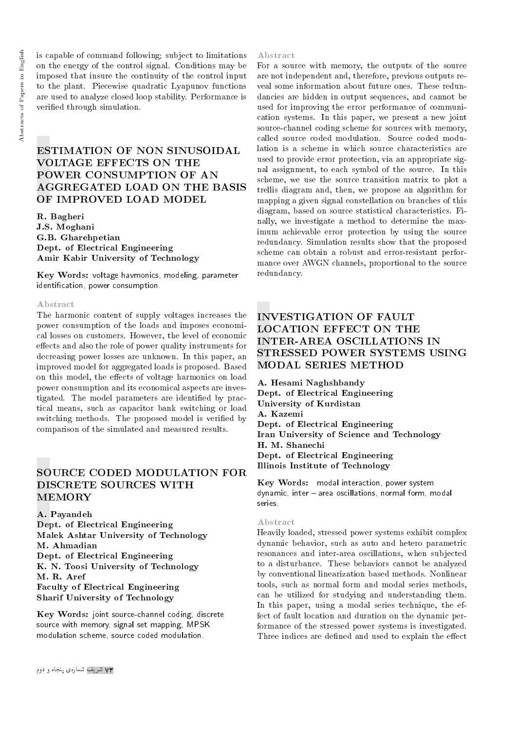is capable of command following; subject to limitations on the energy of the control signal. Conditions may be imposed that insure the continuity of the control input to the plant. Piecewise quadratic Lyapunov functions are used to analyze closed loop stability. Performance is verified through simulation.

## ESTIMATION OF NON SINUSOIDAL VOLTAGE EFFECTS ON THE POWER CONSUMPTION OF AN AGGREGATED LOAD ON THE BASIS OF IMPROVED LOAD MODEL

**R. Bagheri**
**J.S. Moghani**
**G.B. Gharehpetian**
**Dept. of Electrical Engineering**
**Amir Kabir University of Technology**

**Key Words:** voltage havmonics, modeling, parameter identification, power consumption.

### Abstract

The harmonic content of supply voltages increases the power consumption of the loads and imposes economical losses on customers. However, the level of economic effects and also the role of power quality instruments for decreasing power losses are unknown. In this paper, an improved model for aggregated loads is proposed. Based on this model, the effects of voltage harmonics on load power consumption and its economical aspects are investigated. The model parameters are identified by practical means, such as capacitor bank switching or load switching methods. The proposed model is verified by comparison of the simulated and measured results.

## SOURCE CODED MODULATION FOR DISCRETE SOURCES WITH MEMORY

**A. Payandeh**
**Dept. of Electrical Engineering**
**Malek Ashtar University of Technology**
**M. Ahmadian**
**Dept. of Electrical Engineering**
**K. N. Toosi University of Technology**
**M. R. Aref**
**Faculty of Electrical Engineering**
**Sharif University of Technology**

**Key Words:** joint source-channel coding, discrete source with memory, signal set mapping, MPSK modulation scheme, source coded modulation.

### Abstract

For a source with memory, the outputs of the source are not independent and, therefore, previous outputs reveal some information about future ones. These redundancies are hidden in output sequences, and cannot be used for improving the error performance of communication systems. In this paper, we present a new joint source-channel coding scheme for sources with memory, called source coded modulation. Source coded modulation is a scheme in which source characteristics are used to provide error protection, via an appropriate signal assignment, to each symbol of the source. In this scheme, we use the source transition matrix to plot a trellis diagram and, then, we propose an algorithm for mapping a given signal constellation on branches of this diagram, based on source statistical characteristics. Finally, we investigate a method to determine the maximum achievable error protection by using the source redundancy. Simulation results show that the proposed scheme can obtain a robust and error-resistant performance over AWGN channels, proportional to the source redundancy.

## INVESTIGATION OF FAULT LOCATION EFFECT ON THE INTER-AREA OSCILLATIONS IN STRESSED POWER SYSTEMS USING MODAL SERIES METHOD

**A. Hesami Naghshbandy**
**Dept. of Electrical Engineering**
**University of Kurdistan**
**A. Kazemi**
**Dept. of Electrical Engineering**
**Iran University of Science and Technology**
**H. M. Shanechi**
**Dept. of Electrical Engineering**
**Illinois Institute of Technology**

**Key Words:** modal interaction, power system dynamic, inter – area oscillations, normal form, modal series.

### Abstract

Heavily loaded, stressed power systems exhibit complex dynamic behavior, such as auto and hetero parametric resonances and inter-area oscillations, when subjected to a disturbance. These behaviors cannot be analyzed by conventional linearization based methods. Nonlinear tools, such as normal form and modal series methods, can be utilized for studying and understanding them. In this paper, using a modal series technique, the effect of fault location and duration on the dynamic performance of the stressed power systems is investigated. Three indices are defined and used to explain the effect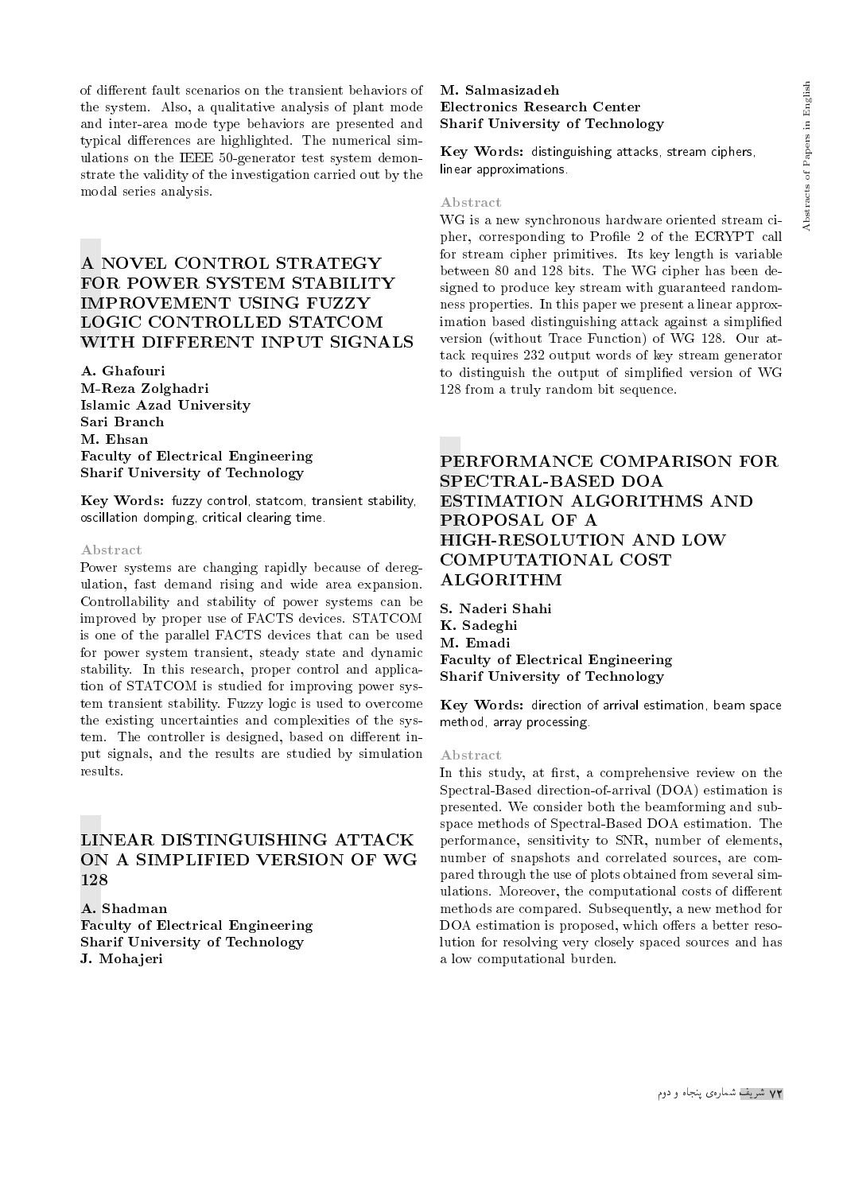of different fault scenarios on the transient behaviors of the system. Also, a qualitative analysis of plant mode and inter-area mode type behaviors are presented and typical differences are highlighted. The numerical simulations on the IEEE 50-generator test system demonstrate the validity of the investigation carried out by the modal series analysis.

## A NOVEL CONTROL STRATEGY FOR POWER SYSTEM STABILITY IMPROVEMENT USING FUZZY LOGIC CONTROLLED STATCOM WITH DIFFERENT INPUT SIGNALS

**A. Ghafouri**
**M-Reza Zolghadri**
**Islamic Azad University**
**Sari Branch**
**M. Ehsan**
**Faculty of Electrical Engineering**
**Sharif University of Technology**

**Key Words:** fuzzy control, statcom, transient stability, oscillation domping, critical clearing time.

### Abstract

Power systems are changing rapidly because of deregulation, fast demand rising and wide area expansion. Controllability and stability of power systems can be improved by proper use of FACTS devices. STATCOM is one of the parallel FACTS devices that can be used for power system transient, steady state and dynamic stability. In this research, proper control and application of STATCOM is studied for improving power system transient stability. Fuzzy logic is used to overcome the existing uncertainties and complexities of the system. The controller is designed, based on different input signals, and the results are studied by simulation results.

## LINEAR DISTINGUISHING ATTACK ON A SIMPLIFIED VERSION OF WG 128

**A. Shadman**
**Faculty of Electrical Engineering**
**Sharif University of Technology**
**J. Mohajeri**
**M. Salmasizadeh**
**Electronics Research Center**
**Sharif University of Technology**

**Key Words:** distinguishing attacks, stream ciphers, linear approximations.

### Abstract

WG is a new synchronous hardware oriented stream cipher, corresponding to Profile 2 of the ECRYPT call for stream cipher primitives. Its key length is variable between 80 and 128 bits. The WG cipher has been designed to produce key stream with guaranteed randomness properties. In this paper we present a linear approximation based distinguishing attack against a simplified version (without Trace Function) of WG 128. Our attack requires 232 output words of key stream generator to distinguish the output of simplified version of WG 128 from a truly random bit sequence.

## PERFORMANCE COMPARISON FOR SPECTRAL-BASED DOA ESTIMATION ALGORITHMS AND PROPOSAL OF A HIGH-RESOLUTION AND LOW COMPUTATIONAL COST ALGORITHM

**S. Naderi Shahi**
**K. Sadeghi**
**M. Emadi**
**Faculty of Electrical Engineering**
**Sharif University of Technology**

**Key Words:** direction of arrival estimation, beam space method, array processing.

### Abstract

In this study, at first, a comprehensive review on the Spectral-Based direction-of-arrival (DOA) estimation is presented. We consider both the beamforming and subspace methods of Spectral-Based DOA estimation. The performance, sensitivity to SNR, number of elements, number of snapshots and correlated sources, are compared through the use of plots obtained from several simulations. Moreover, the computational costs of different methods are compared. Subsequently, a new method for DOA estimation is proposed, which offers a better resolution for resolving very closely spaced sources and has a low computational burden.